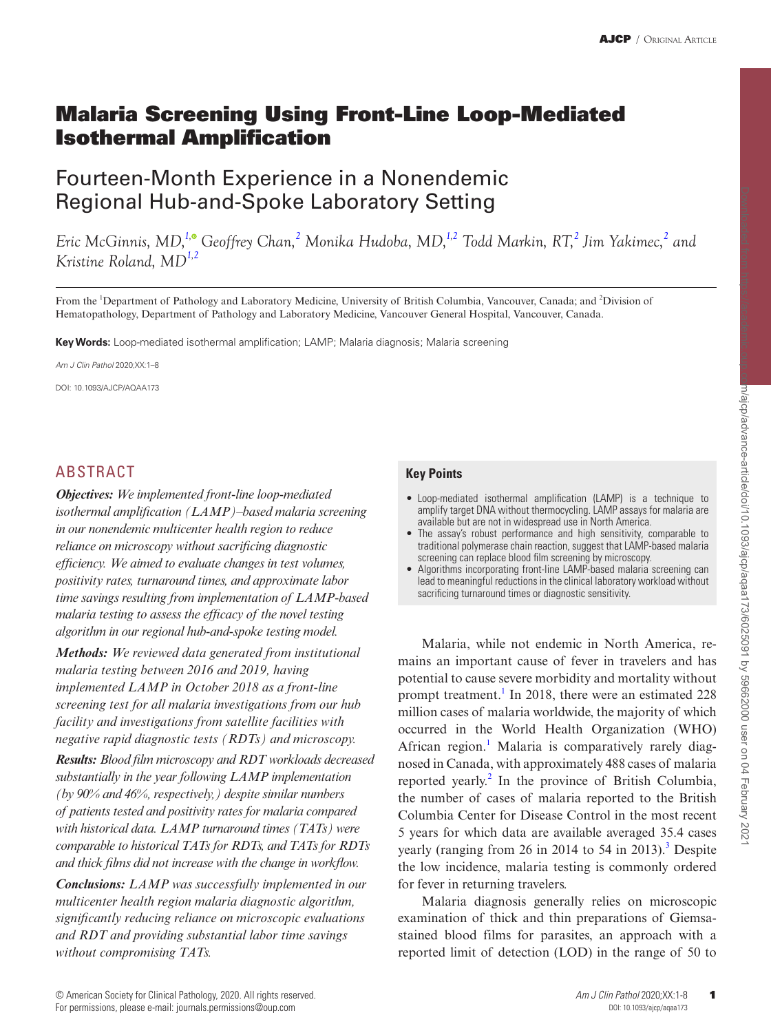# Malaria Screening Using Front-Line Loop-Mediated Isothermal Amplification

## Fourteen-Month Experience in a Nonendemic Regional Hub-and-Spoke Laboratory Setting

*Eric McGinnis, MD,[1] Geoffrey Chan,[2] Monika Hudoba, MD,[1,2] Todd Markin, RT,[2] Jim Yakimec,[2] and Kristine Roland, MD[1,2]*

From the [1]Department of Pathology and Laboratory Medicine, University of British Columbia, Vancouver, Canada; and [2]Division of Hematopathology, Department of Pathology and Laboratory Medicine, Vancouver General Hospital, Vancouver, Canada.

**Key Words:** Loop-mediated isothermal amplification; LAMP; Malaria diagnosis; Malaria screening

*Am J Clin Pathol* 2020;XX:1–8

DOI: 10.1093/AJCP/AQAA173

## ABSTRACT

***Objectives:*** *We implemented front-line loop-mediated isothermal amplification (LAMP)–based malaria screening in our nonendemic multicenter health region to reduce reliance on microscopy without sacrificing diagnostic efficiency. We aimed to evaluate changes in test volumes, positivity rates, turnaround times, and approximate labor time savings resulting from implementation of LAMP-based malaria testing to assess the efficacy of the novel testing algorithm in our regional hub-and-spoke testing model.*

***Methods:*** *We reviewed data generated from institutional malaria testing between 2016 and 2019, having implemented LAMP in October 2018 as a front-line screening test for all malaria investigations from our hub facility and investigations from satellite facilities with negative rapid diagnostic tests (RDTs) and microscopy.*

***Results:*** *Blood film microscopy and RDT workloads decreased substantially in the year following LAMP implementation (by 90% and 46%, respectively,) despite similar numbers of patients tested and positivity rates for malaria compared with historical data. LAMP turnaround times (TATs) were comparable to historical TATs for RDTs, and TATs for RDTs and thick films did not increase with the change in workflow.*

***Conclusions:*** *LAMP was successfully implemented in our multicenter health region malaria diagnostic algorithm, significantly reducing reliance on microscopic evaluations and RDT and providing substantial labor time savings without compromising TATs.*

### Key Points

- Loop-mediated isothermal amplification (LAMP) is a technique to amplify target DNA without thermocycling. LAMP assays for malaria are available but are not in widespread use in North America.
- The assay's robust performance and high sensitivity, comparable to traditional polymerase chain reaction, suggest that LAMP-based malaria screening can replace blood film screening by microscopy.
- Algorithms incorporating front-line LAMP-based malaria screening can lead to meaningful reductions in the clinical laboratory workload without sacrificing turnaround times or diagnostic sensitivity.

Malaria, while not endemic in North America, remains an important cause of fever in travelers and has potential to cause severe morbidity and mortality without prompt treatment.[1] In 2018, there were an estimated 228 million cases of malaria worldwide, the majority of which occurred in the World Health Organization (WHO) African region.[1] Malaria is comparatively rarely diagnosed in Canada, with approximately 488 cases of malaria reported yearly.[2] In the province of British Columbia, the number of cases of malaria reported to the British Columbia Center for Disease Control in the most recent 5 years for which data are available averaged 35.4 cases yearly (ranging from 26 in 2014 to 54 in 2013).[3] Despite the low incidence, malaria testing is commonly ordered for fever in returning travelers.

Malaria diagnosis generally relies on microscopic examination of thick and thin preparations of Giemsa-stained blood films for parasites, an approach with a reported limit of detection (LOD) in the range of 50 to

© American Society for Clinical Pathology, 2020. All rights reserved.
For permissions, please e-mail: journals.permissions@oup.com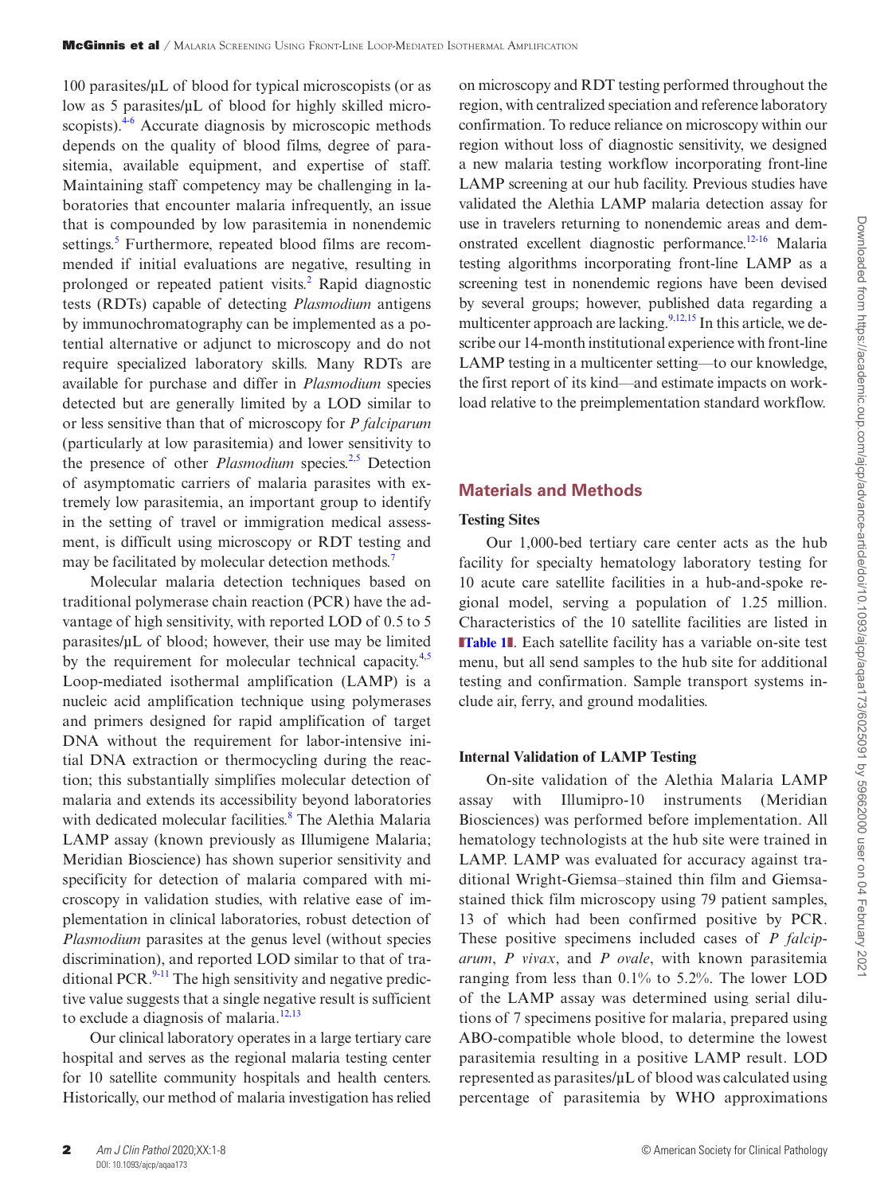100 parasites/µL of blood for typical microscopists (or as low as 5 parasites/µL of blood for highly skilled microscopists).[4-6] Accurate diagnosis by microscopic methods depends on the quality of blood films, degree of parasitemia, available equipment, and expertise of staff. Maintaining staff competency may be challenging in laboratories that encounter malaria infrequently, an issue that is compounded by low parasitemia in nonendemic settings.[5] Furthermore, repeated blood films are recommended if initial evaluations are negative, resulting in prolonged or repeated patient visits.[2] Rapid diagnostic tests (RDTs) capable of detecting *Plasmodium* antigens by immunochromatography can be implemented as a potential alternative or adjunct to microscopy and do not require specialized laboratory skills. Many RDTs are available for purchase and differ in *Plasmodium* species detected but are generally limited by a LOD similar to or less sensitive than that of microscopy for *P falciparum* (particularly at low parasitemia) and lower sensitivity to the presence of other *Plasmodium* species.[2,5] Detection of asymptomatic carriers of malaria parasites with extremely low parasitemia, an important group to identify in the setting of travel or immigration medical assessment, is difficult using microscopy or RDT testing and may be facilitated by molecular detection methods.[7]

Molecular malaria detection techniques based on traditional polymerase chain reaction (PCR) have the advantage of high sensitivity, with reported LOD of 0.5 to 5 parasites/µL of blood; however, their use may be limited by the requirement for molecular technical capacity.[4,5] Loop-mediated isothermal amplification (LAMP) is a nucleic acid amplification technique using polymerases and primers designed for rapid amplification of target DNA without the requirement for labor-intensive initial DNA extraction or thermocycling during the reaction; this substantially simplifies molecular detection of malaria and extends its accessibility beyond laboratories with dedicated molecular facilities.[8] The Alethia Malaria LAMP assay (known previously as Illumigene Malaria; Meridian Bioscience) has shown superior sensitivity and specificity for detection of malaria compared with microscopy in validation studies, with relative ease of implementation in clinical laboratories, robust detection of *Plasmodium* parasites at the genus level (without species discrimination), and reported LOD similar to that of traditional PCR.[9-11] The high sensitivity and negative predictive value suggests that a single negative result is sufficient to exclude a diagnosis of malaria.[12,13]

Our clinical laboratory operates in a large tertiary care hospital and serves as the regional malaria testing center for 10 satellite community hospitals and health centers. Historically, our method of malaria investigation has relied on microscopy and RDT testing performed throughout the region, with centralized speciation and reference laboratory confirmation. To reduce reliance on microscopy within our region without loss of diagnostic sensitivity, we designed a new malaria testing workflow incorporating front-line LAMP screening at our hub facility. Previous studies have validated the Alethia LAMP malaria detection assay for use in travelers returning to nonendemic areas and demonstrated excellent diagnostic performance.[12-16] Malaria testing algorithms incorporating front-line LAMP as a screening test in nonendemic regions have been devised by several groups; however, published data regarding a multicenter approach are lacking.[9,12,15] In this article, we describe our 14-month institutional experience with front-line LAMP testing in a multicenter setting—to our knowledge, the first report of its kind—and estimate impacts on workload relative to the preimplementation standard workflow.

## Materials and Methods

### Testing Sites

Our 1,000-bed tertiary care center acts as the hub facility for specialty hematology laboratory testing for 10 acute care satellite facilities in a hub-and-spoke regional model, serving a population of 1.25 million. Characteristics of the 10 satellite facilities are listed in **Table 1**. Each satellite facility has a variable on-site test menu, but all send samples to the hub site for additional testing and confirmation. Sample transport systems include air, ferry, and ground modalities.

### Internal Validation of LAMP Testing

On-site validation of the Alethia Malaria LAMP assay with Illumipro-10 instruments (Meridian Biosciences) was performed before implementation. All hematology technologists at the hub site were trained in LAMP. LAMP was evaluated for accuracy against traditional Wright-Giemsa–stained thin film and Giemsa-stained thick film microscopy using 79 patient samples, 13 of which had been confirmed positive by PCR. These positive specimens included cases of *P falciparum*, *P vivax*, and *P ovale*, with known parasitemia ranging from less than 0.1% to 5.2%. The lower LOD of the LAMP assay was determined using serial dilutions of 7 specimens positive for malaria, prepared using ABO-compatible whole blood, to determine the lowest parasitemia resulting in a positive LAMP result. LOD represented as parasites/µL of blood was calculated using percentage of parasitemia by WHO approximations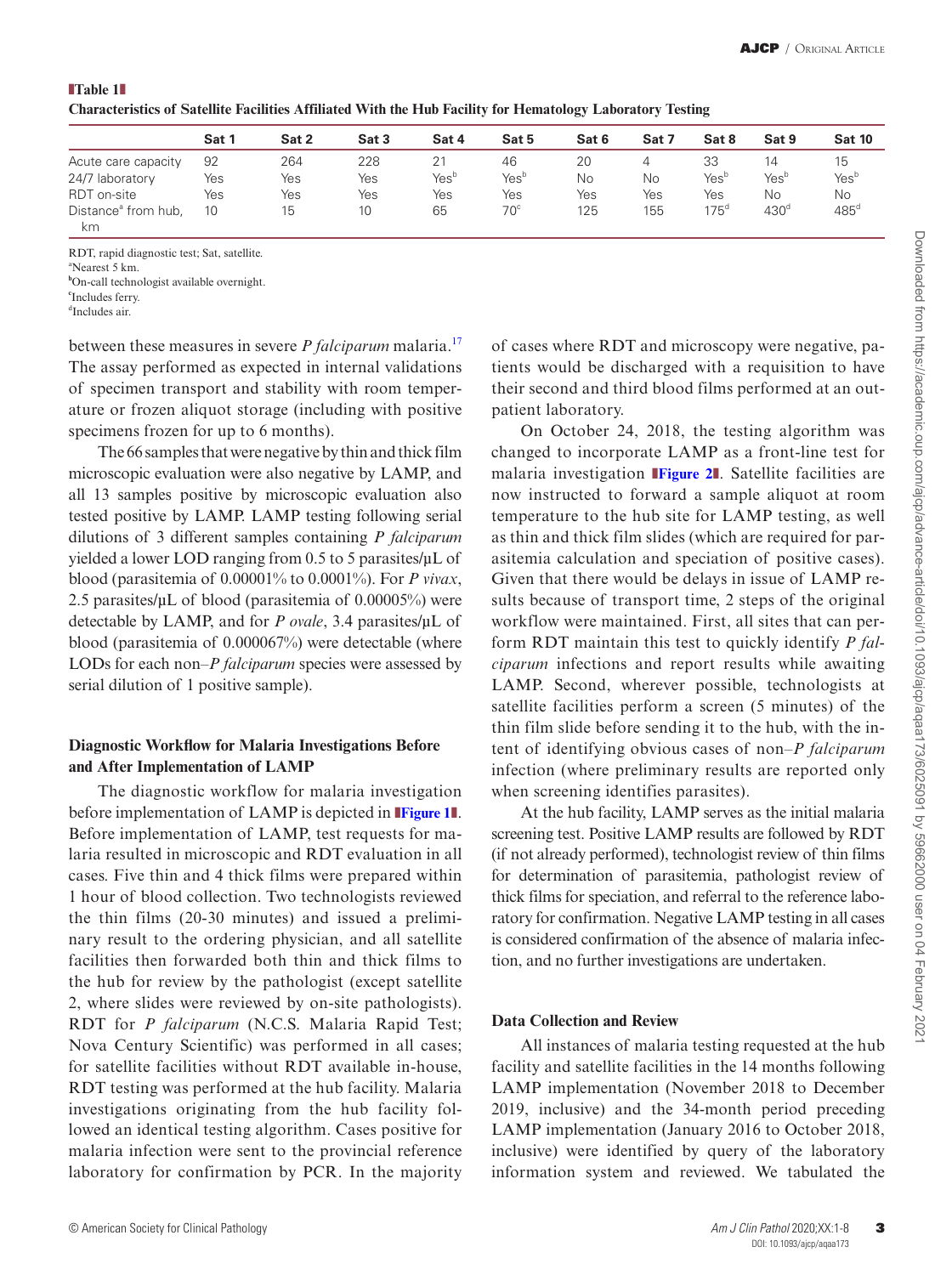**Table 1**
**Characteristics of Satellite Facilities Affiliated With the Hub Facility for Hematology Laboratory Testing**

| | Sat 1 | Sat 2 | Sat 3 | Sat 4 | Sat 5 | Sat 6 | Sat 7 | Sat 8 | Sat 9 | Sat 10 |
|---|---|---|---|---|---|---|---|---|---|---|
| Acute care capacity | 92 | 264 | 228 | 21 | 46 | 20 | 4 | 33 | 14 | 15 |
| 24/7 laboratory | Yes | Yes | Yes | Yes[b] | Yes[b] | No | No | Yes[b] | Yes[b] | Yes[b] |
| RDT on-site | Yes | Yes | Yes | Yes | Yes | Yes | Yes | Yes | No | No |
| Distance[a] from hub, km | 10 | 15 | 10 | 65 | 70[c] | 125 | 155 | 175[d] | 430[d] | 485[d] |

RDT, rapid diagnostic test; Sat, satellite.
[a]Nearest 5 km.
[b]On-call technologist available overnight.
[c]Includes ferry.
[d]Includes air.

between these measures in severe *P falciparum* malaria.[17] The assay performed as expected in internal validations of specimen transport and stability with room temperature or frozen aliquot storage (including with positive specimens frozen for up to 6 months).

The 66 samples that were negative by thin and thick film microscopic evaluation were also negative by LAMP, and all 13 samples positive by microscopic evaluation also tested positive by LAMP. LAMP testing following serial dilutions of 3 different samples containing *P falciparum* yielded a lower LOD ranging from 0.5 to 5 parasites/µL of blood (parasitemia of 0.00001% to 0.0001%). For *P vivax*, 2.5 parasites/µL of blood (parasitemia of 0.00005%) were detectable by LAMP, and for *P ovale*, 3.4 parasites/µL of blood (parasitemia of 0.000067%) were detectable (where LODs for each non–*P falciparum* species were assessed by serial dilution of 1 positive sample).

### Diagnostic Workflow for Malaria Investigations Before and After Implementation of LAMP

The diagnostic workflow for malaria investigation before implementation of LAMP is depicted in **Figure 1**. Before implementation of LAMP, test requests for malaria resulted in microscopic and RDT evaluation in all cases. Five thin and 4 thick films were prepared within 1 hour of blood collection. Two technologists reviewed the thin films (20-30 minutes) and issued a preliminary result to the ordering physician, and all satellite facilities then forwarded both thin and thick films to the hub for review by the pathologist (except satellite 2, where slides were reviewed by on-site pathologists). RDT for *P falciparum* (N.C.S. Malaria Rapid Test; Nova Century Scientific) was performed in all cases; for satellite facilities without RDT available in-house, RDT testing was performed at the hub facility. Malaria investigations originating from the hub facility followed an identical testing algorithm. Cases positive for malaria infection were sent to the provincial reference laboratory for confirmation by PCR. In the majority of cases where RDT and microscopy were negative, patients would be discharged with a requisition to have their second and third blood films performed at an outpatient laboratory.

On October 24, 2018, the testing algorithm was changed to incorporate LAMP as a front-line test for malaria investigation **Figure 2**. Satellite facilities are now instructed to forward a sample aliquot at room temperature to the hub site for LAMP testing, as well as thin and thick film slides (which are required for parasitemia calculation and speciation of positive cases). Given that there would be delays in issue of LAMP results because of transport time, 2 steps of the original workflow were maintained. First, all sites that can perform RDT maintain this test to quickly identify *P falciparum* infections and report results while awaiting LAMP. Second, wherever possible, technologists at satellite facilities perform a screen (5 minutes) of the thin film slide before sending it to the hub, with the intent of identifying obvious cases of non–*P falciparum* infection (where preliminary results are reported only when screening identifies parasites).

At the hub facility, LAMP serves as the initial malaria screening test. Positive LAMP results are followed by RDT (if not already performed), technologist review of thin films for determination of parasitemia, pathologist review of thick films for speciation, and referral to the reference laboratory for confirmation. Negative LAMP testing in all cases is considered confirmation of the absence of malaria infection, and no further investigations are undertaken.

### Data Collection and Review

All instances of malaria testing requested at the hub facility and satellite facilities in the 14 months following LAMP implementation (November 2018 to December 2019, inclusive) and the 34-month period preceding LAMP implementation (January 2016 to October 2018, inclusive) were identified by query of the laboratory information system and reviewed. We tabulated the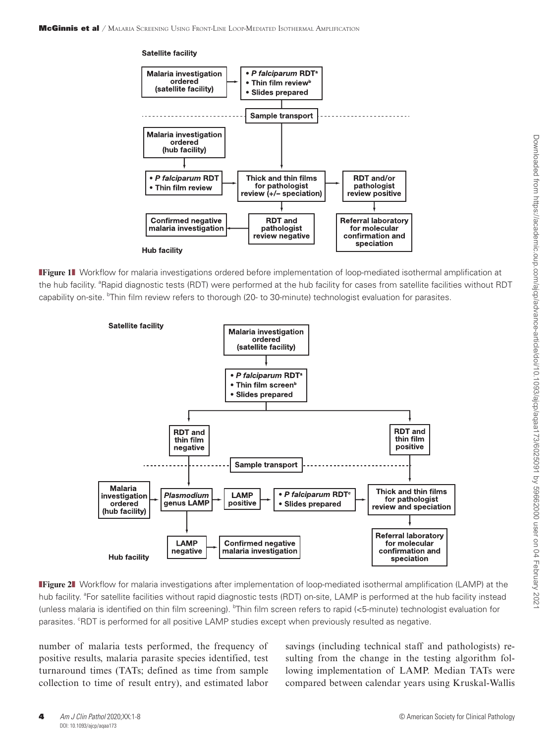**Figure 1** Workflow for malaria investigations ordered before implementation of loop-mediated isothermal amplification at the hub facility. [a]Rapid diagnostic tests (RDT) were performed at the hub facility for cases from satellite facilities without RDT capability on-site. [b]Thin film review refers to thorough (20- to 30-minute) technologist evaluation for parasites.

**Figure 2** Workflow for malaria investigations after implementation of loop-mediated isothermal amplification (LAMP) at the hub facility. [a]For satellite facilities without rapid diagnostic tests (RDT) on-site, LAMP is performed at the hub facility instead (unless malaria is identified on thin film screening). [b]Thin film screen refers to rapid (<5-minute) technologist evaluation for parasites. [c]RDT is performed for all positive LAMP studies except when previously resulted as negative.

number of malaria tests performed, the frequency of positive results, malaria parasite species identified, test turnaround times (TATs; defined as time from sample collection to time of result entry), and estimated labor savings (including technical staff and pathologists) resulting from the change in the testing algorithm following implementation of LAMP. Median TATs were compared between calendar years using Kruskal-Wallis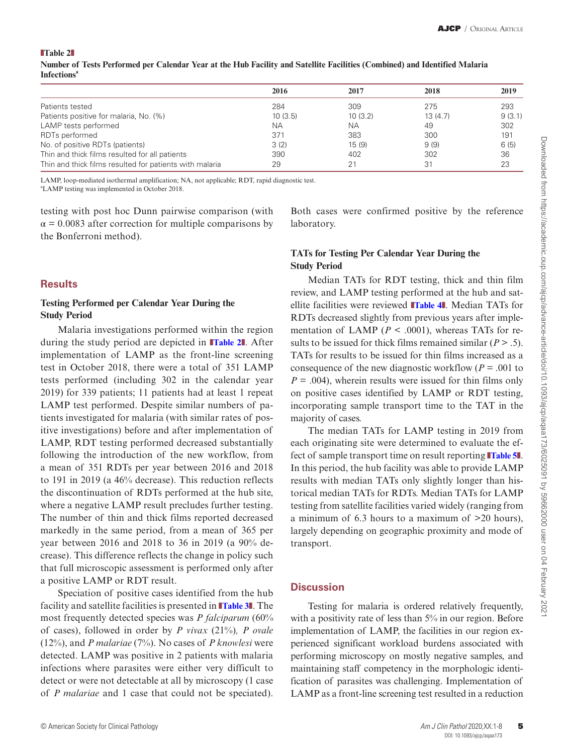**Table 2**

**Number of Tests Performed per Calendar Year at the Hub Facility and Satellite Facilities (Combined) and Identified Malaria Infections[a]**

| | 2016 | 2017 | 2018 | 2019 |
|---|---|---|---|---|
| Patients tested | 284 | 309 | 275 | 293 |
| Patients positive for malaria, No. (%) | 10 (3.5) | 10 (3.2) | 13 (4.7) | 9 (3.1) |
| LAMP tests performed | NA | NA | 49 | 302 |
| RDTs performed | 371 | 383 | 300 | 191 |
| No. of positive RDTs (patients) | 3 (2) | 15 (9) | 9 (9) | 6 (5) |
| Thin and thick films resulted for all patients | 390 | 402 | 302 | 36 |
| Thin and thick films resulted for patients with malaria | 29 | 21 | 31 | 23 |

LAMP, loop-mediated isothermal amplification; NA, not applicable; RDT, rapid diagnostic test.
[a]LAMP testing was implemented in October 2018.

testing with post hoc Dunn pairwise comparison (with $\alpha = 0.0083$ after correction for multiple comparisons by the Bonferroni method).

## Results

### Testing Performed per Calendar Year During the Study Period

Malaria investigations performed within the region during the study period are depicted in **Table 2**. After implementation of LAMP as the front-line screening test in October 2018, there were a total of 351 LAMP tests performed (including 302 in the calendar year 2019) for 339 patients; 11 patients had at least 1 repeat LAMP test performed. Despite similar numbers of patients investigated for malaria (with similar rates of positive investigations) before and after implementation of LAMP, RDT testing performed decreased substantially following the introduction of the new workflow, from a mean of 351 RDTs per year between 2016 and 2018 to 191 in 2019 (a 46% decrease). This reduction reflects the discontinuation of RDTs performed at the hub site, where a negative LAMP result precludes further testing. The number of thin and thick films reported decreased markedly in the same period, from a mean of 365 per year between 2016 and 2018 to 36 in 2019 (a 90% decrease). This difference reflects the change in policy such that full microscopic assessment is performed only after a positive LAMP or RDT result.

Speciation of positive cases identified from the hub facility and satellite facilities is presented in **Table 3**. The most frequently detected species was *P falciparum* (60% of cases), followed in order by *P vivax* (21%)*, P ovale* (12%), and *P malariae* (7%). No cases of *P knowlesi* were detected. LAMP was positive in 2 patients with malaria infections where parasites were either very difficult to detect or were not detectable at all by microscopy (1 case of *P malariae* and 1 case that could not be speciated). Both cases were confirmed positive by the reference laboratory.

### TATs for Testing Per Calendar Year During the Study Period

Median TATs for RDT testing, thick and thin film review, and LAMP testing performed at the hub and satellite facilities were reviewed **Table 4**. Median TATs for RDTs decreased slightly from previous years after implementation of LAMP ($P < .0001$), whereas TATs for results to be issued for thick films remained similar ($P > .5$). TATs for results to be issued for thin films increased as a consequence of the new diagnostic workflow ($P = .001$ to $P = .004$), wherein results were issued for thin films only on positive cases identified by LAMP or RDT testing, incorporating sample transport time to the TAT in the majority of cases.

The median TATs for LAMP testing in 2019 from each originating site were determined to evaluate the effect of sample transport time on result reporting **Table 5**. In this period, the hub facility was able to provide LAMP results with median TATs only slightly longer than historical median TATs for RDTs. Median TATs for LAMP testing from satellite facilities varied widely (ranging from a minimum of 6.3 hours to a maximum of >20 hours), largely depending on geographic proximity and mode of transport.

## Discussion

Testing for malaria is ordered relatively frequently, with a positivity rate of less than 5% in our region. Before implementation of LAMP, the facilities in our region experienced significant workload burdens associated with performing microscopy on mostly negative samples, and maintaining staff competency in the morphologic identification of parasites was challenging. Implementation of LAMP as a front-line screening test resulted in a reduction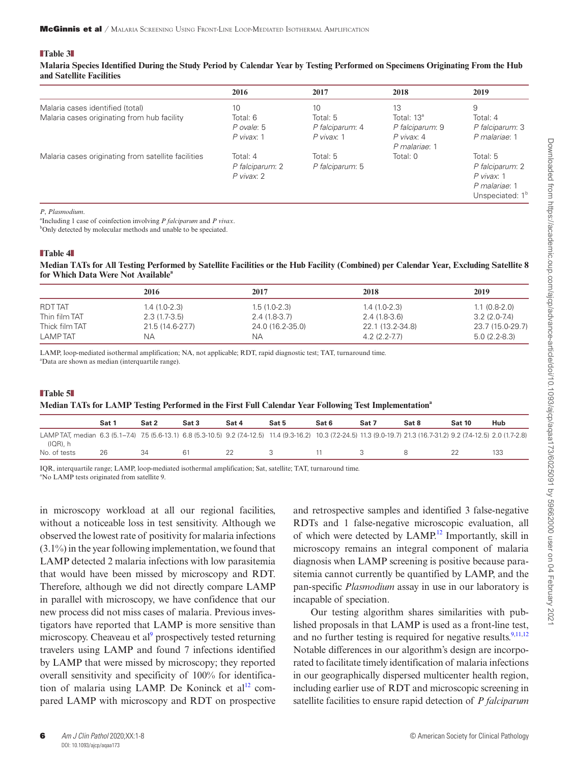**Table 3**

**Malaria Species Identified During the Study Period by Calendar Year by Testing Performed on Specimens Originating From the Hub and Satellite Facilities**

| | 2016 | 2017 | 2018 | 2019 |
|---|---|---|---|---|
| Malaria cases identified (total) | 10 | 10 | 13 | 9 |
| Malaria cases originating from hub facility | Total: 6<br>*P ovale*: 5<br>*P vivax*: 1 | Total: 5<br>*P falciparum*: 4<br>*P vivax*: 1 | Total: 13[a]<br>*P falciparum*: 9<br>*P vivax*: 4<br>*P malariae*: 1 | Total: 4<br>*P falciparum*: 3<br>*P malariae*: 1 |
| Malaria cases originating from satellite facilities | Total: 4<br>*P falciparum*: 2<br>*P vivax*: 2 | Total: 5<br>*P falciparum*: 5 | Total: 0 | Total: 5<br>*P falciparum*: 2<br>*P vivax*: 1<br>*P malariae*: 1<br>Unspeciated: 1[b] |

*P*, *Plasmodium*.
[a]Including 1 case of coinfection involving *P falciparum* and *P vivax*.
[b]Only detected by molecular methods and unable to be speciated.

**Table 4**

**Median TATs for All Testing Performed by Satellite Facilities or the Hub Facility (Combined) per Calendar Year, Excluding Satellite 8 for Which Data Were Not Available[a]**

| | 2016 | 2017 | 2018 | 2019 |
|---|---|---|---|---|
| RDT TAT | 1.4 (1.0-2.3) | 1.5 (1.0-2.3) | 1.4 (1.0-2.3) | 1.1 (0.8-2.0) |
| Thin film TAT | 2.3 (1.7-3.5) | 2.4 (1.8-3.7) | 2.4 (1.8-3.6) | 3.2 (2.0-7.4) |
| Thick film TAT | 21.5 (14.6-27.7) | 24.0 (16.2-35.0) | 22.1 (13.2-34.8) | 23.7 (15.0-29.7) |
| LAMP TAT | NA | NA | 4.2 (2.2-7.7) | 5.0 (2.2-8.3) |

LAMP, loop-mediated isothermal amplification; NA, not applicable; RDT, rapid diagnostic test; TAT, turnaround time.
[a]Data are shown as median (interquartile range).

**Table 5**

**Median TATs for LAMP Testing Performed in the First Full Calendar Year Following Test Implementation[a]**

| | Sat 1 | Sat 2 | Sat 3 | Sat 4 | Sat 5 | Sat 6 | Sat 7 | Sat 8 | Sat 10 | Hub |
|---|---|---|---|---|---|---|---|---|---|---|
| LAMP TAT, median (IQR), h | 6.3 (5.1–7.4) | 7.5 (5.6-13.1) | 6.8 (5.3-10.5) | 9.2 (7.4-12.5) | 11.4 (9.3-16.2) | 10.3 (7.2-24.5) | 11.3 (9.0-19.7) | 21.3 (16.7-31.2) | 9.2 (7.4-12.5) | 2.0 (1.7-2.8) |
| No. of tests | 26 | 34 | 61 | 22 | 3 | 11 | 3 | 8 | 22 | 133 |

IQR, interquartile range; LAMP, loop-mediated isothermal amplification; Sat, satellite; TAT, turnaround time.
[a]No LAMP tests originated from satellite 9.

in microscopy workload at all our regional facilities, without a noticeable loss in test sensitivity. Although we observed the lowest rate of positivity for malaria infections (3.1%) in the year following implementation, we found that LAMP detected 2 malaria infections with low parasitemia that would have been missed by microscopy and RDT. Therefore, although we did not directly compare LAMP in parallel with microscopy, we have confidence that our new process did not miss cases of malaria. Previous investigators have reported that LAMP is more sensitive than microscopy. Cheaveau et al[9] prospectively tested returning travelers using LAMP and found 7 infections identified by LAMP that were missed by microscopy; they reported overall sensitivity and specificity of 100% for identification of malaria using LAMP. De Koninck et al[12] compared LAMP with microscopy and RDT on prospective and retrospective samples and identified 3 false-negative RDTs and 1 false-negative microscopic evaluation, all of which were detected by LAMP.[12] Importantly, skill in microscopy remains an integral component of malaria diagnosis when LAMP screening is positive because parasitemia cannot currently be quantified by LAMP, and the pan-specific *Plasmodium* assay in use in our laboratory is incapable of speciation.

Our testing algorithm shares similarities with published proposals in that LAMP is used as a front-line test, and no further testing is required for negative results.[9,11,12] Notable differences in our algorithm's design are incorporated to facilitate timely identification of malaria infections in our geographically dispersed multicenter health region, including earlier use of RDT and microscopic screening in satellite facilities to ensure rapid detection of *P falciparum*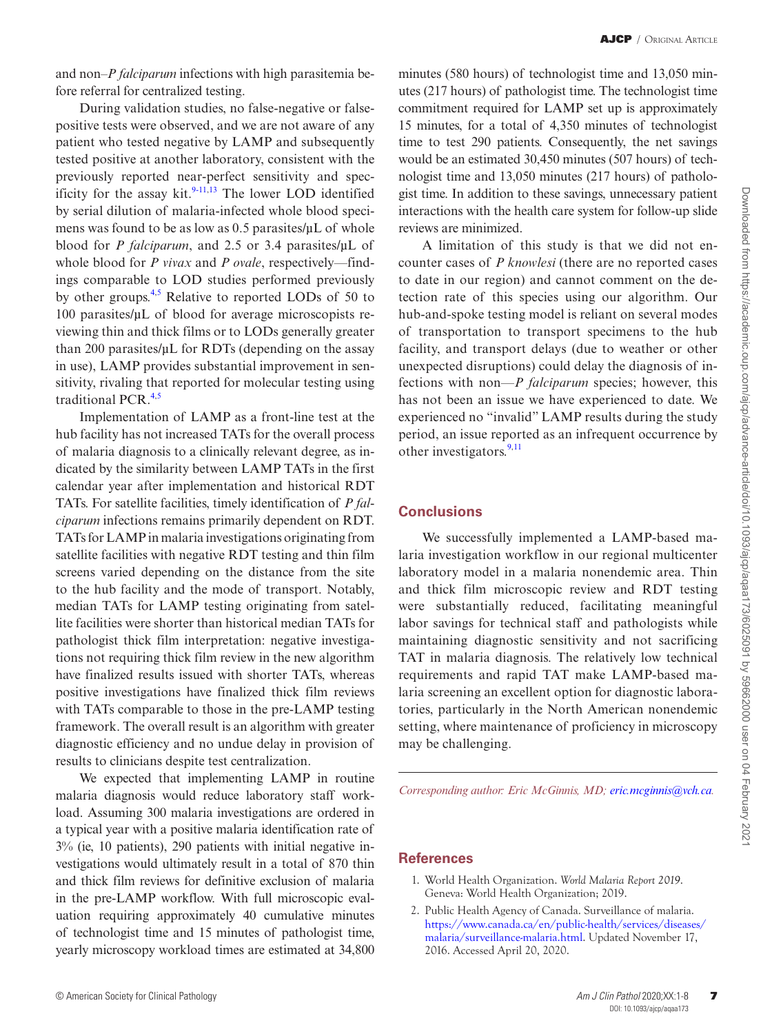and non–*P falciparum* infections with high parasitemia before referral for centralized testing.

During validation studies, no false-negative or false-positive tests were observed, and we are not aware of any patient who tested negative by LAMP and subsequently tested positive at another laboratory, consistent with the previously reported near-perfect sensitivity and specificity for the assay kit.[9-11,13] The lower LOD identified by serial dilution of malaria-infected whole blood specimens was found to be as low as 0.5 parasites/µL of whole blood for *P falciparum*, and 2.5 or 3.4 parasites/µL of whole blood for *P vivax* and *P ovale*, respectively—findings comparable to LOD studies performed previously by other groups.[4,5] Relative to reported LODs of 50 to 100 parasites/µL of blood for average microscopists reviewing thin and thick films or to LODs generally greater than 200 parasites/µL for RDTs (depending on the assay in use), LAMP provides substantial improvement in sensitivity, rivaling that reported for molecular testing using traditional PCR.[4,5]

Implementation of LAMP as a front-line test at the hub facility has not increased TATs for the overall process of malaria diagnosis to a clinically relevant degree, as indicated by the similarity between LAMP TATs in the first calendar year after implementation and historical RDT TATs. For satellite facilities, timely identification of *P falciparum* infections remains primarily dependent on RDT. TATs for LAMP in malaria investigations originating from satellite facilities with negative RDT testing and thin film screens varied depending on the distance from the site to the hub facility and the mode of transport. Notably, median TATs for LAMP testing originating from satellite facilities were shorter than historical median TATs for pathologist thick film interpretation: negative investigations not requiring thick film review in the new algorithm have finalized results issued with shorter TATs, whereas positive investigations have finalized thick film reviews with TATs comparable to those in the pre-LAMP testing framework. The overall result is an algorithm with greater diagnostic efficiency and no undue delay in provision of results to clinicians despite test centralization.

We expected that implementing LAMP in routine malaria diagnosis would reduce laboratory staff workload. Assuming 300 malaria investigations are ordered in a typical year with a positive malaria identification rate of 3% (ie, 10 patients), 290 patients with initial negative investigations would ultimately result in a total of 870 thin and thick film reviews for definitive exclusion of malaria in the pre-LAMP workflow. With full microscopic evaluation requiring approximately 40 cumulative minutes of technologist time and 15 minutes of pathologist time, yearly microscopy workload times are estimated at 34,800 minutes (580 hours) of technologist time and 13,050 minutes (217 hours) of pathologist time. The technologist time commitment required for LAMP set up is approximately 15 minutes, for a total of 4,350 minutes of technologist time to test 290 patients. Consequently, the net savings would be an estimated 30,450 minutes (507 hours) of technologist time and 13,050 minutes (217 hours) of pathologist time. In addition to these savings, unnecessary patient interactions with the health care system for follow-up slide reviews are minimized.

A limitation of this study is that we did not encounter cases of *P knowlesi* (there are no reported cases to date in our region) and cannot comment on the detection rate of this species using our algorithm. Our hub-and-spoke testing model is reliant on several modes of transportation to transport specimens to the hub facility, and transport delays (due to weather or other unexpected disruptions) could delay the diagnosis of infections with non—*P falciparum* species; however, this has not been an issue we have experienced to date. We experienced no "invalid" LAMP results during the study period, an issue reported as an infrequent occurrence by other investigators.[9,11]

## Conclusions

We successfully implemented a LAMP-based malaria investigation workflow in our regional multicenter laboratory model in a malaria nonendemic area. Thin and thick film microscopic review and RDT testing were substantially reduced, facilitating meaningful labor savings for technical staff and pathologists while maintaining diagnostic sensitivity and not sacrificing TAT in malaria diagnosis. The relatively low technical requirements and rapid TAT make LAMP-based malaria screening an excellent option for diagnostic laboratories, particularly in the North American nonendemic setting, where maintenance of proficiency in microscopy may be challenging.

*Corresponding author: Eric McGinnis, MD; eric.mcginnis@vch.ca.*

## References

1. World Health Organization. *World Malaria Report 2019*. Geneva: World Health Organization; 2019.
2. Public Health Agency of Canada. Surveillance of malaria. https://www.canada.ca/en/public-health/services/diseases/malaria/surveillance-malaria.html. Updated November 17, 2016. Accessed April 20, 2020.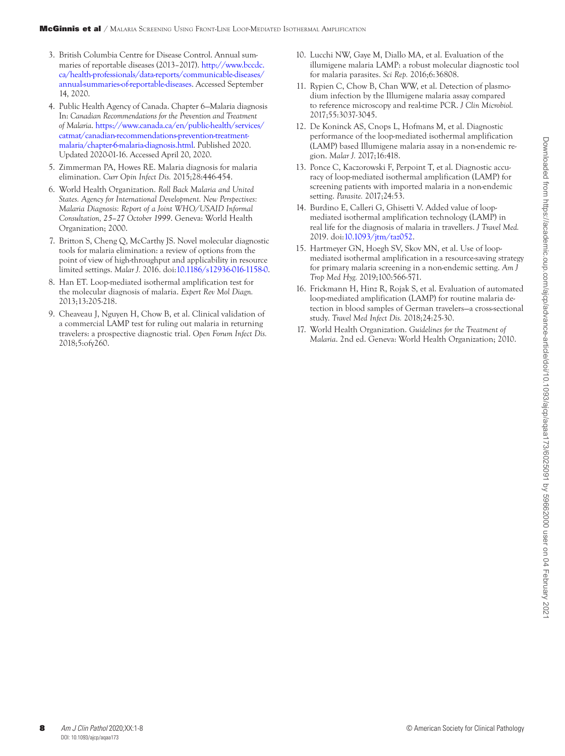3. British Columbia Centre for Disease Control. Annual summaries of reportable diseases (2013–2017). http://www.bccdc.ca/health-professionals/data-reports/communicable-diseases/annual-summaries-of-reportable-diseases. Accessed September 14, 2020.
4. Public Health Agency of Canada. Chapter 6—Malaria diagnosis In: *Canadian Recommendations for the Prevention and Treatment of Malaria*. https://www.canada.ca/en/public-health/services/catmat/canadian-recommendations-prevention-treatment-malaria/chapter-6-malaria-diagnosis.html. Published 2020. Updated 2020-01-16. Accessed April 20, 2020.
5. Zimmerman PA, Howes RE. Malaria diagnosis for malaria elimination. *Curr Opin Infect Dis.* 2015;28:446-454.
6. World Health Organization. *Roll Back Malaria and United States. Agency for International Development. New Perspectives: Malaria Diagnosis: Report of a Joint WHO/USAID Informal Consultation, 25–27 October 1999*. Geneva: World Health Organization; 2000.
7. Britton S, Cheng Q, McCarthy JS. Novel molecular diagnostic tools for malaria elimination: a review of options from the point of view of high-throughput and applicability in resource limited settings. *Malar J.* 2016. doi:10.1186/s12936-016-1158-0.
8. Han ET. Loop-mediated isothermal amplification test for the molecular diagnosis of malaria. *Expert Rev Mol Diagn.* 2013;13:205-218.
9. Cheaveau J, Nguyen H, Chow B, et al. Clinical validation of a commercial LAMP test for ruling out malaria in returning travelers: a prospective diagnostic trial. *Open Forum Infect Dis.* 2018;5:ofy260.
10. Lucchi NW, Gaye M, Diallo MA, et al. Evaluation of the illumigene malaria LAMP: a robust molecular diagnostic tool for malaria parasites. *Sci Rep.* 2016;6:36808.
11. Rypien C, Chow B, Chan WW, et al. Detection of plasmodium infection by the Illumigene malaria assay compared to reference microscopy and real-time PCR. *J Clin Microbiol.* 2017;55:3037-3045.
12. De Koninck AS, Cnops L, Hofmans M, et al. Diagnostic performance of the loop-mediated isothermal amplification (LAMP) based Illumigene malaria assay in a non-endemic region. *Malar J.* 2017;16:418.
13. Ponce C, Kaczorowski F, Perpoint T, et al. Diagnostic accuracy of loop-mediated isothermal amplification (LAMP) for screening patients with imported malaria in a non-endemic setting. *Parasite.* 2017;24:53.
14. Burdino E, Calleri G, Ghisetti V. Added value of loop-mediated isothermal amplification technology (LAMP) in real life for the diagnosis of malaria in travellers. *J Travel Med.* 2019. doi:10.1093/jtm/taz052.
15. Hartmeyer GN, Hoegh SV, Skov MN, et al. Use of loop-mediated isothermal amplification in a resource-saving strategy for primary malaria screening in a non-endemic setting. *Am J Trop Med Hyg.* 2019;100:566-571.
16. Frickmann H, Hinz R, Rojak S, et al. Evaluation of automated loop-mediated amplification (LAMP) for routine malaria detection in blood samples of German travelers—a cross-sectional study. *Travel Med Infect Dis.* 2018;24:25-30.
17. World Health Organization. *Guidelines for the Treatment of Malaria*. 2nd ed. Geneva: World Health Organization; 2010.